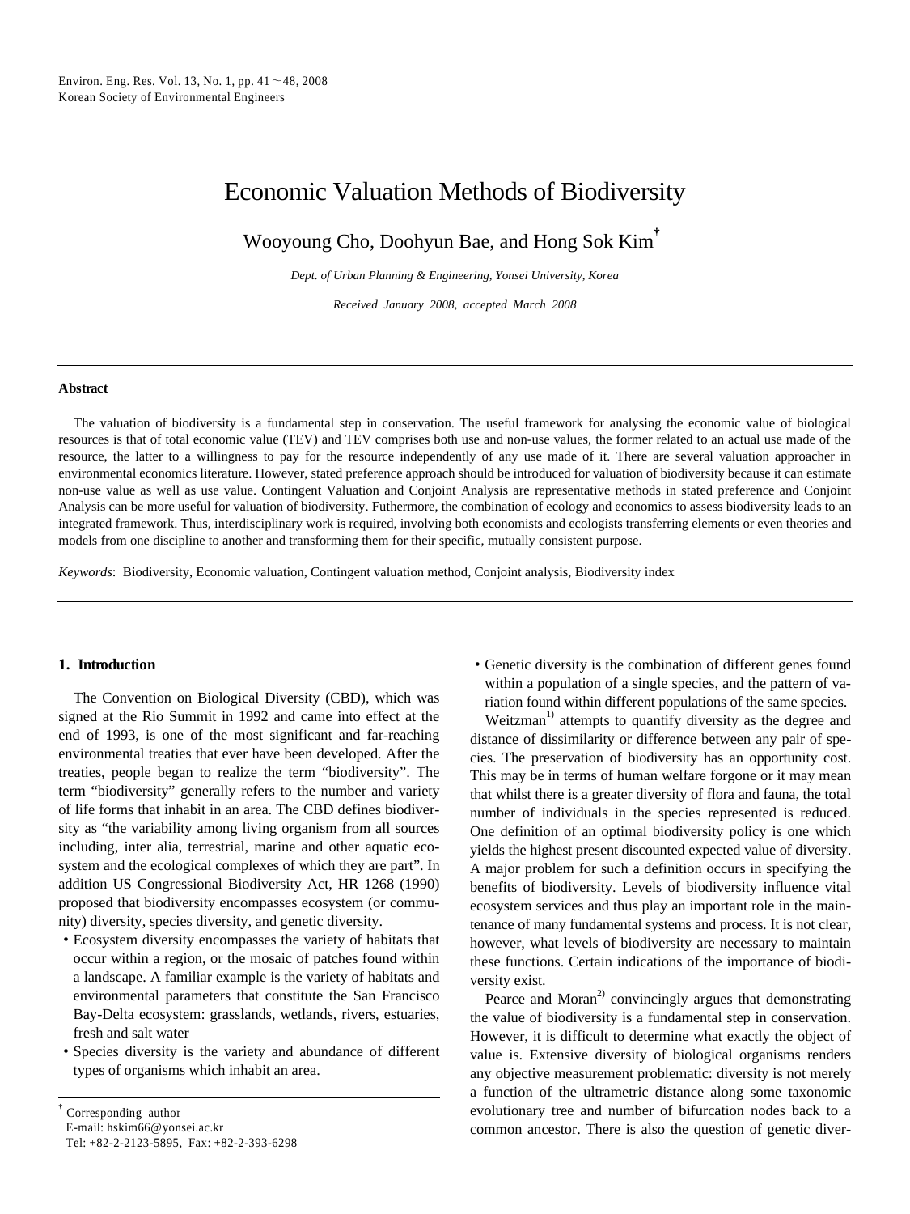# Economic Valuation Methods of Biodiversity

Wooyoung Cho, Doohyun Bae, and Hong Sok Kim†

*Dept. of Urban Planning & Engineering, Yonsei University, Korea*

*Received January 2008, accepted March 2008*

---

**Abstract**

The valuation of biodiversity is a fundamental step in conservation. The useful framework for analysing the economic value of biological resources is that of total economic value (TEV) and TEV comprises both use and non-use values, the former related to an actual use made of the resource, the latter to a willingness to pay for the resource independently of any use made of it. There are several valuation approacher in environmental economics literature. However, stated preference approach should be introduced for valuation of biodiversity because it can estimate non-use value as well as use value. Contingent Valuation and Conjoint Analysis are representative methods in stated preference and Conjoint Analysis can be more useful for valuation of biodiversity. Futhermore, the combination of ecology and economics to assess biodiversity leads to an integrated framework. Thus, interdisciplinary work is required, involving both economists and ecologists transferring elements or even theories and models from one discipline to another and transforming them for their specific, mutually consistent purpose.

*Keywords*: Biodiversity, Economic valuation, Contingent valuation method, Conjoint analysis, Biodiversity index

---

## 1. Introduction

The Convention on Biological Diversity (CBD), which was signed at the Rio Summit in 1992 and came into effect at the end of 1993, is one of the most significant and far-reaching environmental treaties that ever have been developed. After the treaties, people began to realize the term "biodiversity". The term "biodiversity" generally refers to the number and variety of life forms that inhabit in an area. The CBD defines biodiversity as "the variability among living organism from all sources including, inter alia, terrestrial, marine and other aquatic ecosystem and the ecological complexes of which they are part". In addition US Congressional Biodiversity Act, HR 1268 (1990) proposed that biodiversity encompasses ecosystem (or community) diversity, species diversity, and genetic diversity.

- Ecosystem diversity encompasses the variety of habitats that occur within a region, or the mosaic of patches found within a landscape. A familiar example is the variety of habitats and environmental parameters that constitute the San Francisco Bay-Delta ecosystem: grasslands, wetlands, rivers, estuaries, fresh and salt water
- Species diversity is the variety and abundance of different types of organisms which inhabit an area.
- Genetic diversity is the combination of different genes found within a population of a single species, and the pattern of variation found within different populations of the same species.

Weitzman[1] attempts to quantify diversity as the degree and distance of dissimilarity or difference between any pair of species. The preservation of biodiversity has an opportunity cost. This may be in terms of human welfare forgone or it may mean that whilst there is a greater diversity of flora and fauna, the total number of individuals in the species represented is reduced. One definition of an optimal biodiversity policy is one which yields the highest present discounted expected value of diversity. A major problem for such a definition occurs in specifying the benefits of biodiversity. Levels of biodiversity influence vital ecosystem services and thus play an important role in the maintenance of many fundamental systems and process. It is not clear, however, what levels of biodiversity are necessary to maintain these functions. Certain indications of the importance of biodiversity exist.

Pearce and Moran[2] convincingly argues that demonstrating the value of biodiversity is a fundamental step in conservation. However, it is difficult to determine what exactly the object of value is. Extensive diversity of biological organisms renders any objective measurement problematic: diversity is not merely a function of the ultrametric distance along some taxonomic evolutionary tree and number of bifurcation nodes back to a common ancestor. There is also the question of genetic diver-

---

† Corresponding author
E-mail: hskim66@yonsei.ac.kr
Tel: +82-2-2123-5895, Fax: +82-2-393-6298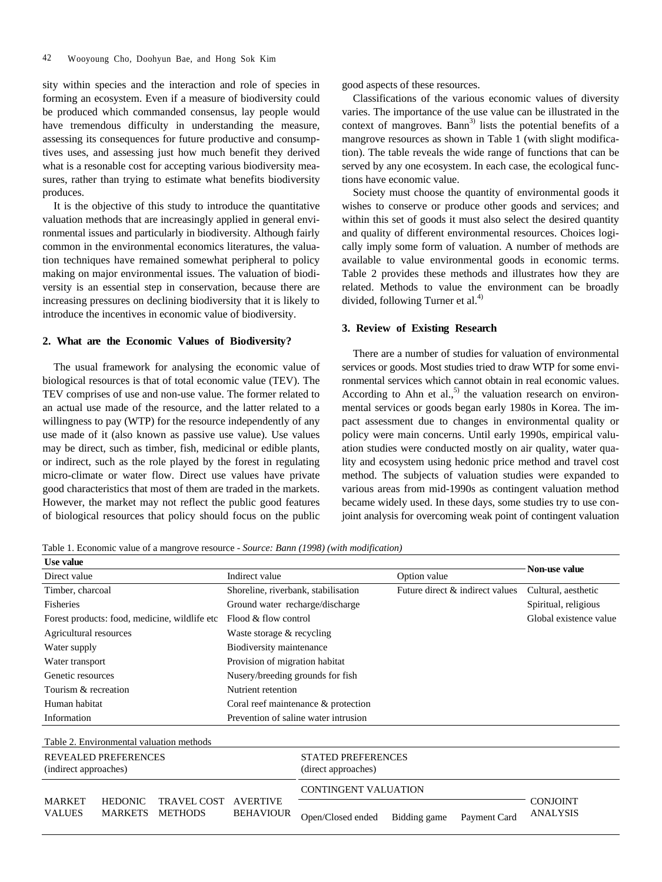sity within species and the interaction and role of species in forming an ecosystem. Even if a measure of biodiversity could be produced which commanded consensus, lay people would have tremendous difficulty in understanding the measure, assessing its consequences for future productive and consumptives uses, and assessing just how much benefit they derived what is a resonable cost for accepting various biodiversity measures, rather than trying to estimate what benefits biodiversity produces.

It is the objective of this study to introduce the quantitative valuation methods that are increasingly applied in general environmental issues and particularly in biodiversity. Although fairly common in the environmental economics literatures, the valuation techniques have remained somewhat peripheral to policy making on major environmental issues. The valuation of biodiversity is an essential step in conservation, because there are increasing pressures on declining biodiversity that it is likely to introduce the incentives in economic value of biodiversity.

## 2. What are the Economic Values of Biodiversity?

The usual framework for analysing the economic value of biological resources is that of total economic value (TEV). The TEV comprises of use and non-use value. The former related to an actual use made of the resource, and the latter related to a willingness to pay (WTP) for the resource independently of any use made of it (also known as passive use value). Use values may be direct, such as timber, fish, medicinal or edible plants, or indirect, such as the role played by the forest in regulating micro-climate or water flow. Direct use values have private good characteristics that most of them are traded in the markets. However, the market may not reflect the public good features of biological resources that policy should focus on the public good aspects of these resources.

Classifications of the various economic values of diversity varies. The importance of the use value can be illustrated in the context of mangroves. Bann[3] lists the potential benefits of a mangrove resources as shown in Table 1 (with slight modification). The table reveals the wide range of functions that can be served by any one ecosystem. In each case, the ecological functions have economic value.

Society must choose the quantity of environmental goods it wishes to conserve or produce other goods and services; and within this set of goods it must also select the desired quantity and quality of different environmental resources. Choices logically imply some form of valuation. A number of methods are available to value environmental goods in economic terms. Table 2 provides these methods and illustrates how they are related. Methods to value the environment can be broadly divided, following Turner et al.[4]

## 3. Review of Existing Research

There are a number of studies for valuation of environmental services or goods. Most studies tried to draw WTP for some environmental services which cannot obtain in real economic values. According to Ahn et al.,[5] the valuation research on environmental services or goods began early 1980s in Korea. The impact assessment due to changes in environmental quality or policy were main concerns. Until early 1990s, empirical valuation studies were conducted mostly on air quality, water quality and ecosystem using hedonic price method and travel cost method. The subjects of valuation studies were expanded to various areas from mid-1990s as contingent valuation method became widely used. In these days, some studies try to use conjoint analysis for overcoming weak point of contingent valuation

Table 1. Economic value of a mangrove resource - *Source: Bann (1998) (with modification)*

| **Use value** | | | **Non-use value** |
|---|---|---|---|
| Direct value | Indirect value | Option value | |
| Timber, charcoal | Shoreline, riverbank, stabilisation | Future direct & indirect values | Cultural, aesthetic |
| Fisheries | Ground water recharge/discharge | | Spiritual, religious |
| Forest products: food, medicine, wildlife etc | Flood & flow control | | Global existence value |
| Agricultural resources | Waste storage & recycling | | |
| Water supply | Biodiversity maintenance | | |
| Water transport | Provision of migration habitat | | |
| Genetic resources | Nusery/breeding grounds for fish | | |
| Tourism & recreation | Nutrient retention | | |
| Human habitat | Coral reef maintenance & protection | | |
| Information | Prevention of saline water intrusion | | |

Table 2. Environmental valuation methods

| REVEALED PREFERENCES (indirect approaches) | | | | STATED PREFERENCES (direct approaches) | | | |
|---|---|---|---|---|---|---|---|
| | | | | CONTINGENT VALUATION | | | CONJOINT ANALYSIS |
| MARKET VALUES | HEDONIC MARKETS | TRAVEL COST METHODS | AVERTIVE BEHAVIOUR | Open/Closed ended | Bidding game | Payment Card | |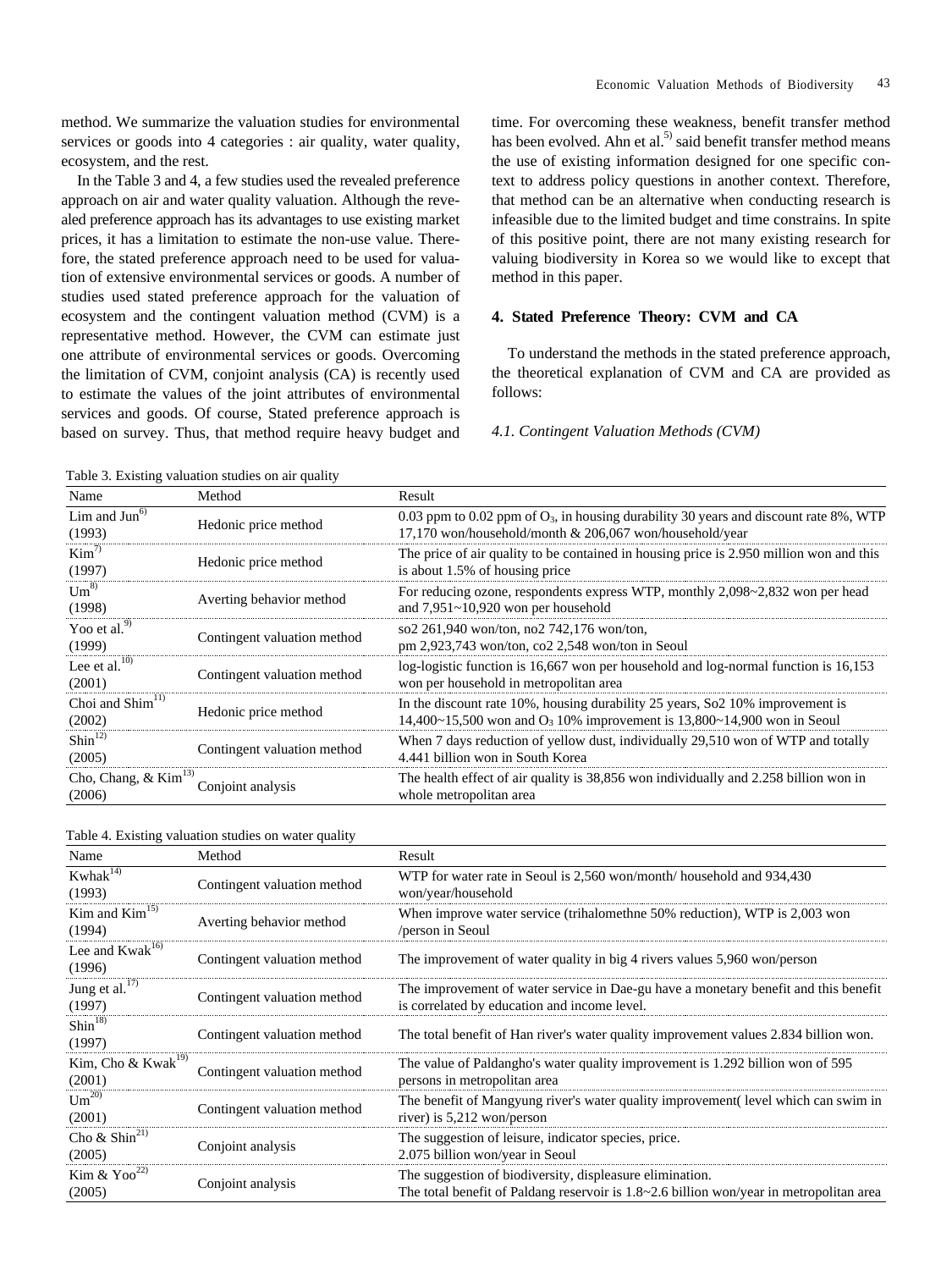method. We summarize the valuation studies for environmental services or goods into 4 categories : air quality, water quality, ecosystem, and the rest.

In the Table 3 and 4, a few studies used the revealed preference approach on air and water quality valuation. Although the revealed preference approach has its advantages to use existing market prices, it has a limitation to estimate the non-use value. Therefore, the stated preference approach need to be used for valuation of extensive environmental services or goods. A number of studies used stated preference approach for the valuation of ecosystem and the contingent valuation method (CVM) is a representative method. However, the CVM can estimate just one attribute of environmental services or goods. Overcoming the limitation of CVM, conjoint analysis (CA) is recently used to estimate the values of the joint attributes of environmental services and goods. Of course, Stated preference approach is based on survey. Thus, that method require heavy budget and time. For overcoming these weakness, benefit transfer method has been evolved. Ahn et al.[5] said benefit transfer method means the use of existing information designed for one specific context to address policy questions in another context. Therefore, that method can be an alternative when conducting research is infeasible due to the limited budget and time constrains. In spite of this positive point, there are not many existing research for valuing biodiversity in Korea so we would like to except that method in this paper.

## 4. Stated Preference Theory: CVM and CA

To understand the methods in the stated preference approach, the theoretical explanation of CVM and CA are provided as follows:

### *4.1. Contingent Valuation Methods (CVM)*

Table 3. Existing valuation studies on air quality

| Name | Method | Result |
|---|---|---|
| Lim and Jun[6] (1993) | Hedonic price method | 0.03 ppm to 0.02 ppm of $O_3$, in housing durability 30 years and discount rate 8%, WTP 17,170 won/household/month & 206,067 won/household/year |
| Kim[7] (1997) | Hedonic price method | The price of air quality to be contained in housing price is 2.950 million won and this is about 1.5% of housing price |
| Um[8] (1998) | Averting behavior method | For reducing ozone, respondents express WTP, monthly 2,098~2,832 won per head and 7,951~10,920 won per household |
| Yoo et al.[9] (1999) | Contingent valuation method | so2 261,940 won/ton, no2 742,176 won/ton, pm 2,923,743 won/ton, co2 2,548 won/ton in Seoul |
| Lee et al.[10] (2001) | Contingent valuation method | log-logistic function is 16,667 won per household and log-normal function is 16,153 won per household in metropolitan area |
| Choi and Shim[11] (2002) | Hedonic price method | In the discount rate 10%, housing durability 25 years, So2 10% improvement is 14,400~15,500 won and $O_3$ 10% improvement is 13,800~14,900 won in Seoul |
| Shin[12] (2005) | Contingent valuation method | When 7 days reduction of yellow dust, individually 29,510 won of WTP and totally 4.441 billion won in South Korea |
| Cho, Chang, & Kim[13] (2006) | Conjoint analysis | The health effect of air quality is 38,856 won individually and 2.258 billion won in whole metropolitan area |

Table 4. Existing valuation studies on water quality

| Name | Method | Result |
|---|---|---|
| Kwhak[14] (1993) | Contingent valuation method | WTP for water rate in Seoul is 2,560 won/month/ household and 934,430 won/year/household |
| Kim and Kim[15] (1994) | Averting behavior method | When improve water service (trihalomethne 50% reduction), WTP is 2,003 won /person in Seoul |
| Lee and Kwak[16] (1996) | Contingent valuation method | The improvement of water quality in big 4 rivers values 5,960 won/person |
| Jung et al.[17] (1997) | Contingent valuation method | The improvement of water service in Dae-gu have a monetary benefit and this benefit is correlated by education and income level. |
| Shin[18] (1997) | Contingent valuation method | The total benefit of Han river's water quality improvement values 2.834 billion won. |
| Kim, Cho & Kwak[19] (2001) | Contingent valuation method | The value of Paldangho's water quality improvement is 1.292 billion won of 595 persons in metropolitan area |
| Um[20] (2001) | Contingent valuation method | The benefit of Mangyung river's water quality improvement( level which can swim in river) is 5,212 won/person |
| Cho & Shin[21] (2005) | Conjoint analysis | The suggestion of leisure, indicator species, price. 2.075 billion won/year in Seoul |
| Kim & Yoo[22] (2005) | Conjoint analysis | The suggestion of biodiversity, displeasure elimination. The total benefit of Paldang reservoir is 1.8~2.6 billion won/year in metropolitan area |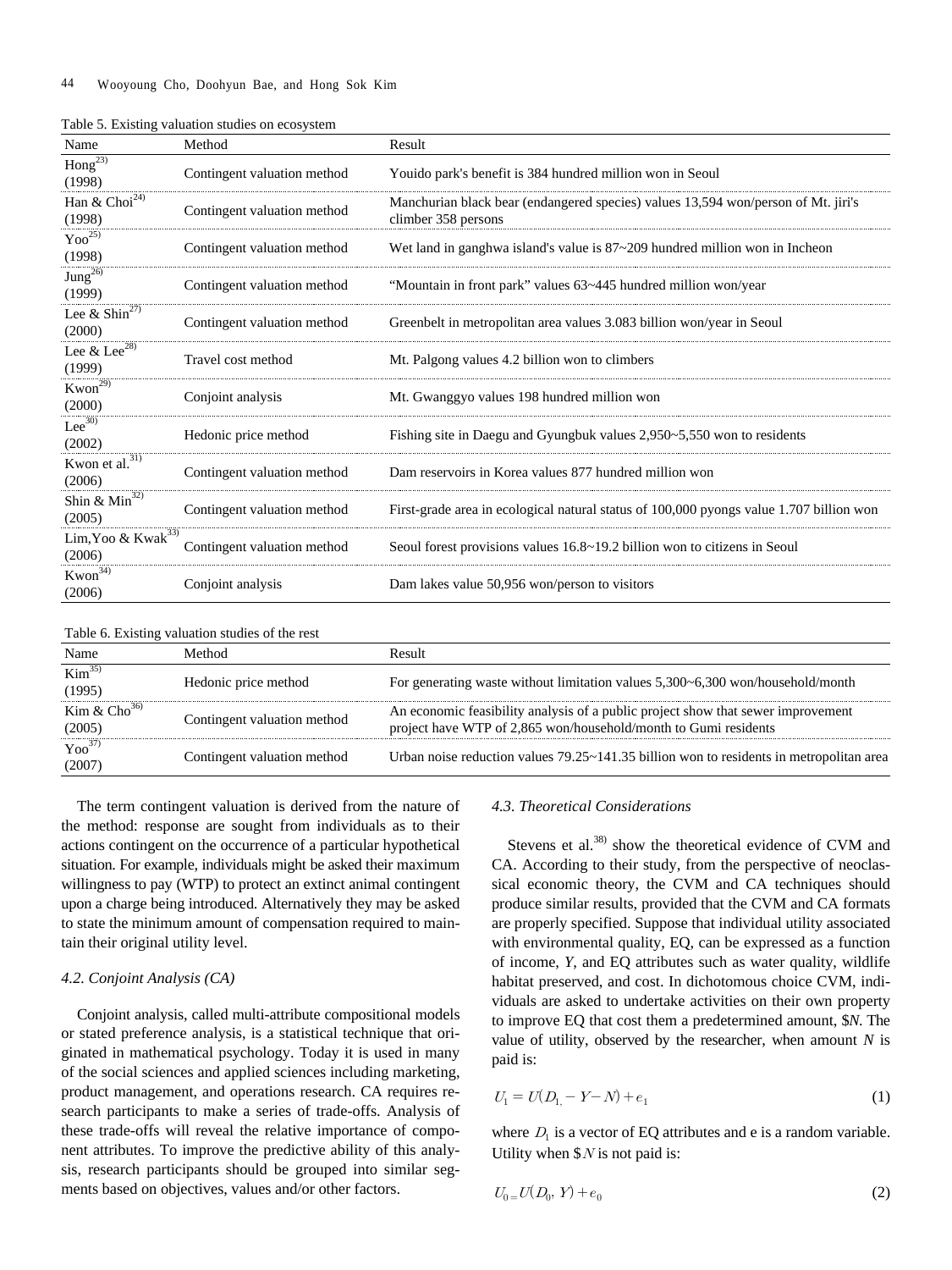Table 5. Existing valuation studies on ecosystem

| Name | Method | Result |
|---|---|---|
| Hong[23] (1998) | Contingent valuation method | Youido park's benefit is 384 hundred million won in Seoul |
| Han & Choi[24] (1998) | Contingent valuation method | Manchurian black bear (endangered species) values 13,594 won/person of Mt. jiri's climber 358 persons |
| Yoo[25] (1998) | Contingent valuation method | Wet land in ganghwa island's value is 87~209 hundred million won in Incheon |
| Jung[26] (1999) | Contingent valuation method | “Mountain in front park” values 63~445 hundred million won/year |
| Lee & Shin[27] (2000) | Contingent valuation method | Greenbelt in metropolitan area values 3.083 billion won/year in Seoul |
| Lee & Lee[28] (1999) | Travel cost method | Mt. Palgong values 4.2 billion won to climbers |
| Kwon[29] (2000) | Conjoint analysis | Mt. Gwanggyo values 198 hundred million won |
| Lee[30] (2002) | Hedonic price method | Fishing site in Daegu and Gyungbuk values 2,950~5,550 won to residents |
| Kwon et al.[31] (2006) | Contingent valuation method | Dam reservoirs in Korea values 877 hundred million won |
| Shin & Min[32] (2005) | Contingent valuation method | First-grade area in ecological natural status of 100,000 pyongs value 1.707 billion won |
| Lim,Yoo & Kwak[33] (2006) | Contingent valuation method | Seoul forest provisions values 16.8~19.2 billion won to citizens in Seoul |
| Kwon[34] (2006) | Conjoint analysis | Dam lakes value 50,956 won/person to visitors |

Table 6. Existing valuation studies of the rest

| Name | Method | Result |
|---|---|---|
| Kim[35] (1995) | Hedonic price method | For generating waste without limitation values 5,300~6,300 won/household/month |
| Kim & Cho[36] (2005) | Contingent valuation method | An economic feasibility analysis of a public project show that sewer improvement project have WTP of 2,865 won/household/month to Gumi residents |
| Yoo[37] (2007) | Contingent valuation method | Urban noise reduction values 79.25~141.35 billion won to residents in metropolitan area |

The term contingent valuation is derived from the nature of the method: response are sought from individuals as to their actions contingent on the occurrence of a particular hypothetical situation. For example, individuals might be asked their maximum willingness to pay (WTP) to protect an extinct animal contingent upon a charge being introduced. Alternatively they may be asked to state the minimum amount of compensation required to maintain their original utility level.

### 4.2. Conjoint Analysis (CA)

Conjoint analysis, called multi-attribute compositional models or stated preference analysis, is a statistical technique that originated in mathematical psychology. Today it is used in many of the social sciences and applied sciences including marketing, product management, and operations research. CA requires research participants to make a series of trade-offs. Analysis of these trade-offs will reveal the relative importance of component attributes. To improve the predictive ability of this analysis, research participants should be grouped into similar segments based on objectives, values and/or other factors.

### 4.3. Theoretical Considerations

Stevens et al.[38] show the theoretical evidence of CVM and CA. According to their study, from the perspective of neoclassical economic theory, the CVM and CA techniques should produce similar results, provided that the CVM and CA formats are properly specified. Suppose that individual utility associated with environmental quality, EQ, can be expressed as a function of income, *Y*, and EQ attributes such as water quality, wildlife habitat preserved, and cost. In dichotomous choice CVM, individuals are asked to undertake activities on their own property to improve EQ that cost them a predetermined amount, $*N*. The value of utility, observed by the researcher, when amount *N* is paid is:

$$U_1 = U(D_{1,} - Y - N) + e_1 \tag{1}$$

where $D_1$ is a vector of EQ attributes and e is a random variable. Utility when \$$N$ is not paid is:

$$U_0 = U(D_0,\ Y) + e_0 \tag{2}$$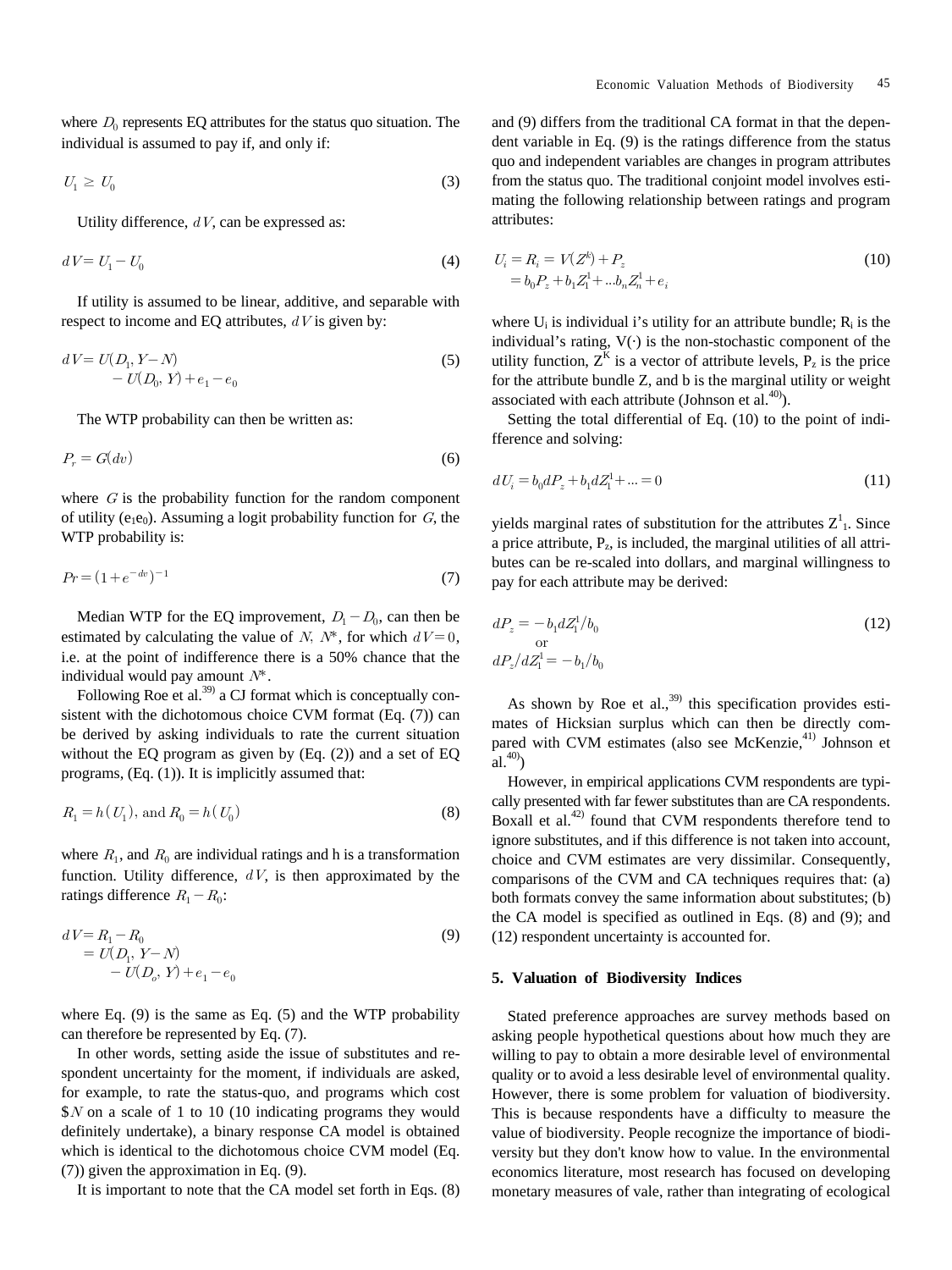where $D_0$ represents EQ attributes for the status quo situation. The individual is assumed to pay if, and only if:

$$U_1 \geq U_0 \tag{3}$$

Utility difference, $dV$, can be expressed as:

$$dV = U_1 - U_0 \tag{4}$$

If utility is assumed to be linear, additive, and separable with respect to income and EQ attributes, $dV$ is given by:

$$dV = U(D_1, Y - N) - U(D_0, Y) + e_1 - e_0 \tag{5}$$

The WTP probability can then be written as:

$$P_r = G(dv) \tag{6}$$

where $G$ is the probability function for the random component of utility ($e_1e_0$). Assuming a logit probability function for $G$, the WTP probability is:

$$Pr = (1 + e^{-dv})^{-1} \tag{7}$$

Median WTP for the EQ improvement, $D_1 - D_0$, can then be estimated by calculating the value of $N$, $N^*$, for which $dV = 0$, i.e. at the point of indifference there is a 50% chance that the individual would pay amount $N^*$.

Following Roe et al.[39] a CJ format which is conceptually consistent with the dichotomous choice CVM format (Eq. (7)) can be derived by asking individuals to rate the current situation without the EQ program as given by (Eq. (2)) and a set of EQ programs, (Eq. (1)). It is implicitly assumed that:

$$R_1 = h(U_1), \text{ and } R_0 = h(U_0) \tag{8}$$

where $R_1$, and $R_0$ are individual ratings and h is a transformation function. Utility difference, $dV$, is then approximated by the ratings difference $R_1 - R_0$:

$$\begin{aligned} dV &= R_1 - R_0 \\ &= U(D_1, Y - N) - U(D_o, Y) + e_1 - e_0 \end{aligned} \tag{9}$$

where Eq. (9) is the same as Eq. (5) and the WTP probability can therefore be represented by Eq. (7).

In other words, setting aside the issue of substitutes and respondent uncertainty for the moment, if individuals are asked, for example, to rate the status-quo, and programs which cost $\$N$ on a scale of 1 to 10 (10 indicating programs they would definitely undertake), a binary response CA model is obtained which is identical to the dichotomous choice CVM model (Eq. (7)) given the approximation in Eq. (9).

It is important to note that the CA model set forth in Eqs. (8) and (9) differs from the traditional CA format in that the dependent variable in Eq. (9) is the ratings difference from the status quo and independent variables are changes in program attributes from the status quo. The traditional conjoint model involves estimating the following relationship between ratings and program attributes:

$$\begin{aligned} U_i &= R_i = V(Z^k) + P_z \\ &= b_0 P_z + b_1 Z_1^1 + \dots b_n Z_n^1 + e_i \end{aligned} \tag{10}$$

where $U_i$ is individual i's utility for an attribute bundle; $R_i$ is the individual's rating, $V(\cdot)$ is the non-stochastic component of the utility function, $Z^K$ is a vector of attribute levels, $P_z$ is the price for the attribute bundle Z, and b is the marginal utility or weight associated with each attribute (Johnson et al.[40]).

Setting the total differential of Eq. (10) to the point of indifference and solving:

$$dU_i = b_0 dP_z + b_1 dZ_1^1 + \dots = 0 \tag{11}$$

yields marginal rates of substitution for the attributes $Z^1_1$. Since a price attribute, $P_z$, is included, the marginal utilities of all attributes can be re-scaled into dollars, and marginal willingness to pay for each attribute may be derived:

$$\begin{aligned} dP_z &= -b_1 dZ_1^1 / b_0 \\ &\text{or} \\ dP_z / dZ_1^1 &= -b_1 / b_0 \end{aligned} \tag{12}$$

As shown by Roe et al.,[39] this specification provides estimates of Hicksian surplus which can then be directly compared with CVM estimates (also see McKenzie,[41] Johnson et al.[40])

However, in empirical applications CVM respondents are typically presented with far fewer substitutes than are CA respondents. Boxall et al.[42] found that CVM respondents therefore tend to ignore substitutes, and if this difference is not taken into account, choice and CVM estimates are very dissimilar. Consequently, comparisons of the CVM and CA techniques requires that: (a) both formats convey the same information about substitutes; (b) the CA model is specified as outlined in Eqs. (8) and (9); and (12) respondent uncertainty is accounted for.

## 5. Valuation of Biodiversity Indices

Stated preference approaches are survey methods based on asking people hypothetical questions about how much they are willing to pay to obtain a more desirable level of environmental quality or to avoid a less desirable level of environmental quality. However, there is some problem for valuation of biodiversity. This is because respondents have a difficulty to measure the value of biodiversity. People recognize the importance of biodiversity but they don't know how to value. In the environmental economics literature, most research has focused on developing monetary measures of vale, rather than integrating of ecological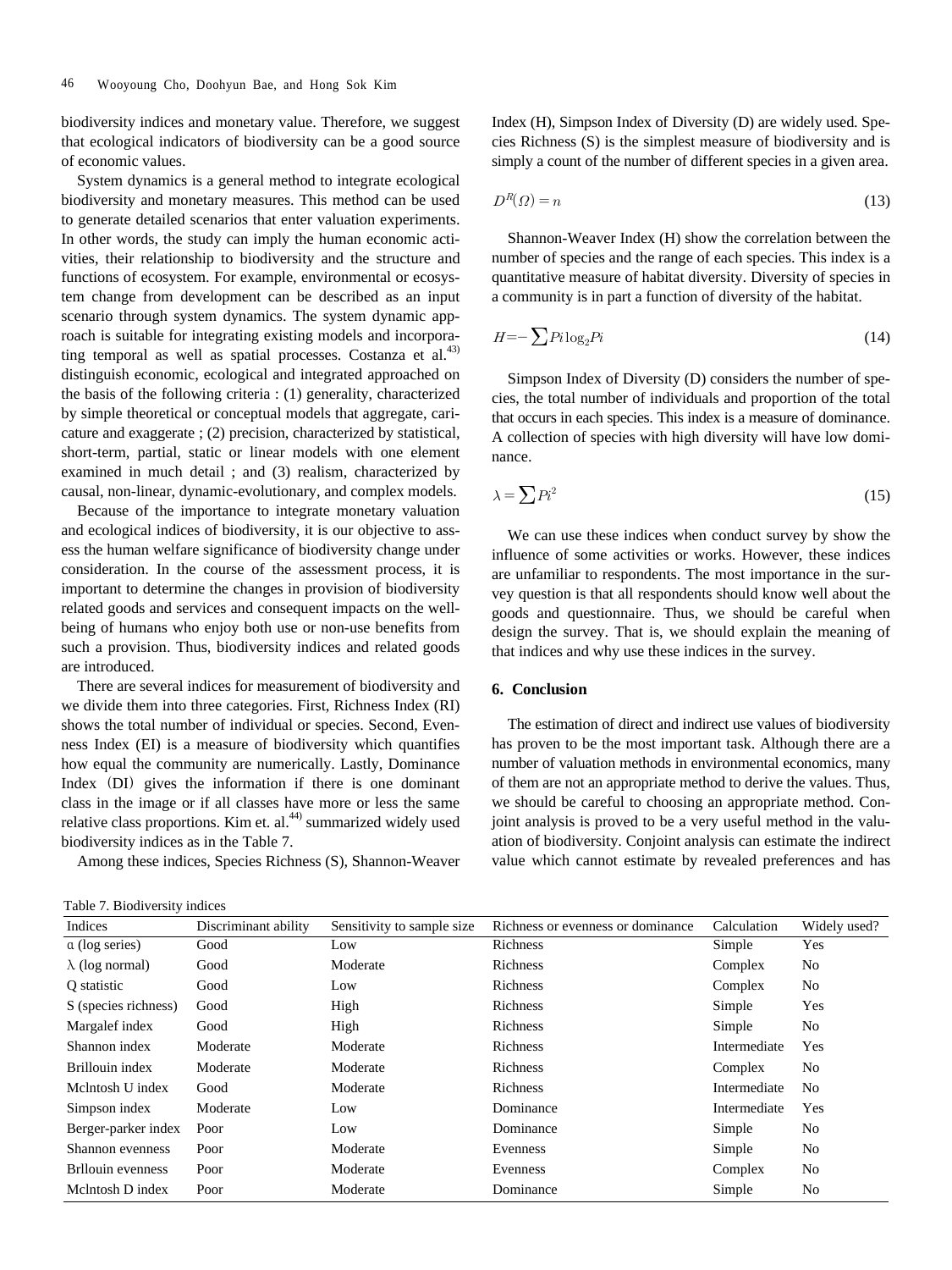biodiversity indices and monetary value. Therefore, we suggest that ecological indicators of biodiversity can be a good source of economic values.

System dynamics is a general method to integrate ecological biodiversity and monetary measures. This method can be used to generate detailed scenarios that enter valuation experiments. In other words, the study can imply the human economic activities, their relationship to biodiversity and the structure and functions of ecosystem. For example, environmental or ecosystem change from development can be described as an input scenario through system dynamics. The system dynamic approach is suitable for integrating existing models and incorporating temporal as well as spatial processes. Costanza et al.[43] distinguish economic, ecological and integrated approached on the basis of the following criteria : (1) generality, characterized by simple theoretical or conceptual models that aggregate, caricature and exaggerate ; (2) precision, characterized by statistical, short-term, partial, static or linear models with one element examined in much detail ; and (3) realism, characterized by causal, non-linear, dynamic-evolutionary, and complex models.

Because of the importance to integrate monetary valuation and ecological indices of biodiversity, it is our objective to assess the human welfare significance of biodiversity change under consideration. In the course of the assessment process, it is important to determine the changes in provision of biodiversity related goods and services and consequent impacts on the well-being of humans who enjoy both use or non-use benefits from such a provision. Thus, biodiversity indices and related goods are introduced.

There are several indices for measurement of biodiversity and we divide them into three categories. First, Richness Index (RI) shows the total number of individual or species. Second, Evenness Index (EI) is a measure of biodiversity which quantifies how equal the community are numerically. Lastly, Dominance Index (DI) gives the information if there is one dominant class in the image or if all classes have more or less the same relative class proportions. Kim et. al.[44] summarized widely used biodiversity indices as in the Table 7.

Among these indices, Species Richness (S), Shannon-Weaver Index (H), Simpson Index of Diversity (D) are widely used. Species Richness (S) is the simplest measure of biodiversity and is simply a count of the number of different species in a given area.

$$D^R(\Omega) = n \tag{13}$$

Shannon-Weaver Index (H) show the correlation between the number of species and the range of each species. This index is a quantitative measure of habitat diversity. Diversity of species in a community is in part a function of diversity of the habitat.

$$H = -\sum Pi \log_2 Pi \tag{14}$$

Simpson Index of Diversity (D) considers the number of species, the total number of individuals and proportion of the total that occurs in each species. This index is a measure of dominance. A collection of species with high diversity will have low dominance.

$$\lambda = \sum Pi^2 \tag{15}$$

We can use these indices when conduct survey by show the influence of some activities or works. However, these indices are unfamiliar to respondents. The most importance in the survey question is that all respondents should know well about the goods and questionnaire. Thus, we should be careful when design the survey. That is, we should explain the meaning of that indices and why use these indices in the survey.

## 6. Conclusion

The estimation of direct and indirect use values of biodiversity has proven to be the most important task. Although there are a number of valuation methods in environmental economics, many of them are not an appropriate method to derive the values. Thus, we should be careful to choosing an appropriate method. Conjoint analysis is proved to be a very useful method in the valuation of biodiversity. Conjoint analysis can estimate the indirect value which cannot estimate by revealed preferences and has

Table 7. Biodiversity indices

| Indices | Discriminant ability | Sensitivity to sample size | Richness or evenness or dominance | Calculation | Widely used? |
|---|---|---|---|---|---|
| α (log series) | Good | Low | Richness | Simple | Yes |
| λ (log normal) | Good | Moderate | Richness | Complex | No |
| Q statistic | Good | Low | Richness | Complex | No |
| S (species richness) | Good | High | Richness | Simple | Yes |
| Margalef index | Good | High | Richness | Simple | No |
| Shannon index | Moderate | Moderate | Richness | Intermediate | Yes |
| Brillouin index | Moderate | Moderate | Richness | Complex | No |
| Mclntosh U index | Good | Moderate | Richness | Intermediate | No |
| Simpson index | Moderate | Low | Dominance | Intermediate | Yes |
| Berger-parker index | Poor | Low | Dominance | Simple | No |
| Shannon evenness | Poor | Moderate | Evenness | Simple | No |
| Brllouin evenness | Poor | Moderate | Evenness | Complex | No |
| Mclntosh D index | Poor | Moderate | Dominance | Simple | No |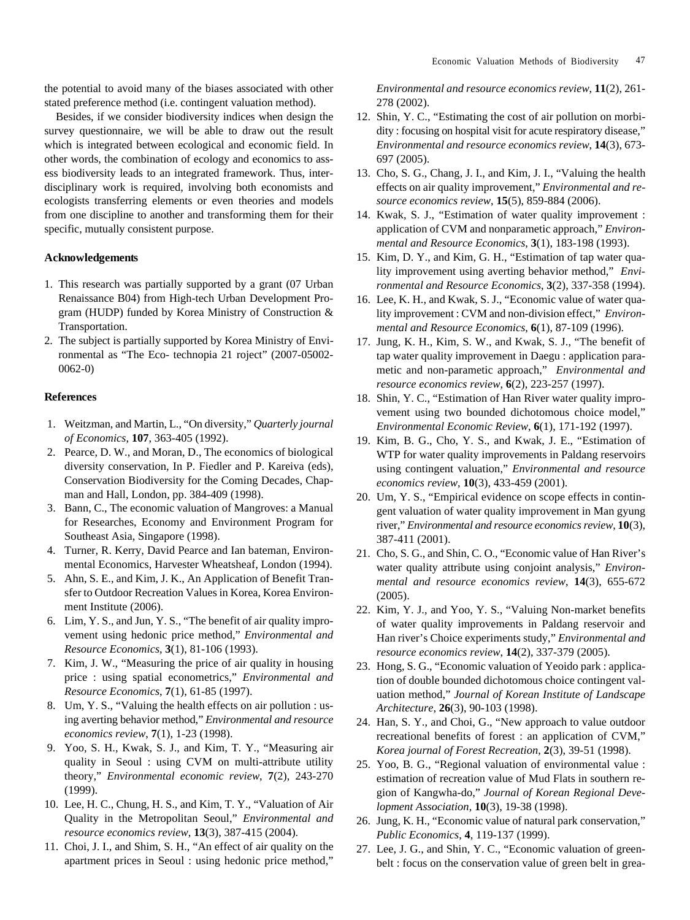the potential to avoid many of the biases associated with other stated preference method (i.e. contingent valuation method).

Besides, if we consider biodiversity indices when design the survey questionnaire, we will be able to draw out the result which is integrated between ecological and economic field. In other words, the combination of ecology and economics to assess biodiversity leads to an integrated framework. Thus, interdisciplinary work is required, involving both economists and ecologists transferring elements or even theories and models from one discipline to another and transforming them for their specific, mutually consistent purpose.

## Acknowledgements

1. This research was partially supported by a grant (07 Urban Renaissance B04) from High-tech Urban Development Program (HUDP) funded by Korea Ministry of Construction & Transportation.
2. The subject is partially supported by Korea Ministry of Environmental as "The Eco- technopia 21 roject" (2007-05002-0062-0)

## References

1. Weitzman, and Martin, L., "On diversity," *Quarterly journal of Economics*, **107**, 363-405 (1992).
2. Pearce, D. W., and Moran, D., The economics of biological diversity conservation, In P. Fiedler and P. Kareiva (eds), Conservation Biodiversity for the Coming Decades, Chapman and Hall, London, pp. 384-409 (1998).
3. Bann, C., The economic valuation of Mangroves: a Manual for Researches, Economy and Environment Program for Southeast Asia, Singapore (1998).
4. Turner, R. Kerry, David Pearce and Ian bateman, Environmental Economics, Harvester Wheatsheaf, London (1994).
5. Ahn, S. E., and Kim, J. K., An Application of Benefit Transfer to Outdoor Recreation Values in Korea, Korea Environment Institute (2006).
6. Lim, Y. S., and Jun, Y. S., "The benefit of air quality improvement using hedonic price method," *Environmental and Resource Economics*, **3**(1), 81-106 (1993).
7. Kim, J. W., "Measuring the price of air quality in housing price : using spatial econometrics," *Environmental and Resource Economics*, **7**(1), 61-85 (1997).
8. Um, Y. S., "Valuing the health effects on air pollution : using averting behavior method," *Environmental and resource economics review*, **7**(1), 1-23 (1998).
9. Yoo, S. H., Kwak, S. J., and Kim, T. Y., "Measuring air quality in Seoul : using CVM on multi-attribute utility theory," *Environmental economic review*, **7**(2), 243-270 (1999).
10. Lee, H. C., Chung, H. S., and Kim, T. Y., "Valuation of Air Quality in the Metropolitan Seoul," *Environmental and resource economics review*, **13**(3), 387-415 (2004).
11. Choi, J. I., and Shim, S. H., "An effect of air quality on the apartment prices in Seoul : using hedonic price method," *Environmental and resource economics review*, **11**(2), 261-278 (2002).
12. Shin, Y. C., "Estimating the cost of air pollution on morbidity : focusing on hospital visit for acute respiratory disease," *Environmental and resource economics review*, **14**(3), 673-697 (2005).
13. Cho, S. G., Chang, J. I., and Kim, J. I., "Valuing the health effects on air quality improvement," *Environmental and resource economics review*, **15**(5), 859-884 (2006).
14. Kwak, S. J., "Estimation of water quality improvement : application of CVM and nonparametric approach," *Environmental and Resource Economics*, **3**(1), 183-198 (1993).
15. Kim, D. Y., and Kim, G. H., "Estimation of tap water quality improvement using averting behavior method," *Environmental and Resource Economics*, **3**(2), 337-358 (1994).
16. Lee, K. H., and Kwak, S. J., "Economic value of water quality improvement : CVM and non-division effect," *Environmental and Resource Economics*, **6**(1), 87-109 (1996).
17. Jung, K. H., Kim, S. W., and Kwak, S. J., "The benefit of tap water quality improvement in Daegu : application parametic and non-parametic approach," *Environmental and resource economics review*, **6**(2), 223-257 (1997).
18. Shin, Y. C., "Estimation of Han River water quality improvement using two bounded dichotomous choice model," *Environmental Economic Review*, **6**(1), 171-192 (1997).
19. Kim, B. G., Cho, Y. S., and Kwak, J. E., "Estimation of WTP for water quality improvements in Paldang reservoirs using contingent valuation," *Environmental and resource economics review*, **10**(3), 433-459 (2001).
20. Um, Y. S., "Empirical evidence on scope effects in contingent valuation of water quality improvement in Man gyung river," *Environmental and resource economics review*, **10**(3), 387-411 (2001).
21. Cho, S. G., and Shin, C. O., "Economic value of Han River's water quality attribute using conjoint analysis," *Environmental and resource economics review*, **14**(3), 655-672 (2005).
22. Kim, Y. J., and Yoo, Y. S., "Valuing Non-market benefits of water quality improvements in Paldang reservoir and Han river's Choice experiments study," *Environmental and resource economics review*, **14**(2), 337-379 (2005).
23. Hong, S. G., "Economic valuation of Yeoido park : application of double bounded dichotomous choice contingent valuation method," *Journal of Korean Institute of Landscape Architecture*, **26**(3), 90-103 (1998).
24. Han, S. Y., and Choi, G., "New approach to value outdoor recreational benefits of forest : an application of CVM," *Korea journal of Forest Recreation*, **2**(3), 39-51 (1998).
25. Yoo, B. G., "Regional valuation of environmental value : estimation of recreation value of Mud Flats in southern region of Kangwha-do," *Journal of Korean Regional Development Association*, **10**(3), 19-38 (1998).
26. Jung, K. H., "Economic value of natural park conservation," *Public Economics*, **4**, 119-137 (1999).
27. Lee, J. G., and Shin, Y. C., "Economic valuation of greenbelt : focus on the conservation value of green belt in grea-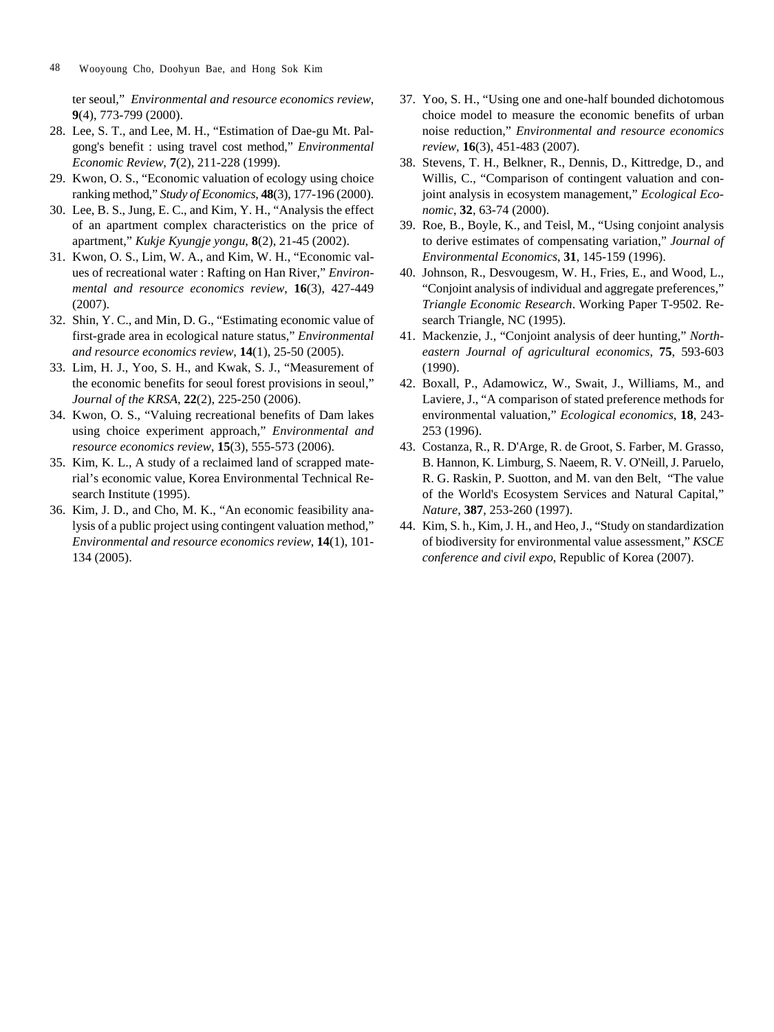ter seoul," *Environmental and resource economics review*, **9**(4), 773-799 (2000).

28. Lee, S. T., and Lee, M. H., "Estimation of Dae-gu Mt. Palgong's benefit : using travel cost method," *Environmental Economic Review*, **7**(2), 211-228 (1999).
29. Kwon, O. S., "Economic valuation of ecology using choice ranking method," *Study of Economics*, **48**(3), 177-196 (2000).
30. Lee, B. S., Jung, E. C., and Kim, Y. H., "Analysis the effect of an apartment complex characteristics on the price of apartment," *Kukje Kyungje yongu*, **8**(2), 21-45 (2002).
31. Kwon, O. S., Lim, W. A., and Kim, W. H., "Economic values of recreational water : Rafting on Han River," *Environmental and resource economics review*, **16**(3), 427-449 (2007).
32. Shin, Y. C., and Min, D. G., "Estimating economic value of first-grade area in ecological nature status," *Environmental and resource economics review*, **14**(1), 25-50 (2005).
33. Lim, H. J., Yoo, S. H., and Kwak, S. J., "Measurement of the economic benefits for seoul forest provisions in seoul," *Journal of the KRSA*, **22**(2), 225-250 (2006).
34. Kwon, O. S., "Valuing recreational benefits of Dam lakes using choice experiment approach," *Environmental and resource economics review*, **15**(3), 555-573 (2006).
35. Kim, K. L., A study of a reclaimed land of scrapped material's economic value, Korea Environmental Technical Research Institute (1995).
36. Kim, J. D., and Cho, M. K., "An economic feasibility analysis of a public project using contingent valuation method," *Environmental and resource economics review*, **14**(1), 101-134 (2005).
37. Yoo, S. H., "Using one and one-half bounded dichotomous choice model to measure the economic benefits of urban noise reduction," *Environmental and resource economics review*, **16**(3), 451-483 (2007).
38. Stevens, T. H., Belkner, R., Dennis, D., Kittredge, D., and Willis, C., "Comparison of contingent valuation and conjoint analysis in ecosystem management," *Ecological Economic*, **32**, 63-74 (2000).
39. Roe, B., Boyle, K., and Teisl, M., "Using conjoint analysis to derive estimates of compensating variation," *Journal of Environmental Economics*, **31**, 145-159 (1996).
40. Johnson, R., Desvougesm, W. H., Fries, E., and Wood, L., "Conjoint analysis of individual and aggregate preferences," *Triangle Economic Research*. Working Paper T-9502. Research Triangle, NC (1995).
41. Mackenzie, J., "Conjoint analysis of deer hunting," *Northeastern Journal of agricultural economics*, **75**, 593-603 (1990).
42. Boxall, P., Adamowicz, W., Swait, J., Williams, M., and Laviere, J., "A comparison of stated preference methods for environmental valuation," *Ecological economics*, **18**, 243-253 (1996).
43. Costanza, R., R. D'Arge, R. de Groot, S. Farber, M. Grasso, B. Hannon, K. Limburg, S. Naeem, R. V. O'Neill, J. Paruelo, R. G. Raskin, P. Suotton, and M. van den Belt, "The value of the World's Ecosystem Services and Natural Capital," *Nature*, **387**, 253-260 (1997).
44. Kim, S. h., Kim, J. H., and Heo, J., "Study on standardization of biodiversity for environmental value assessment," *KSCE conference and civil expo*, Republic of Korea (2007).